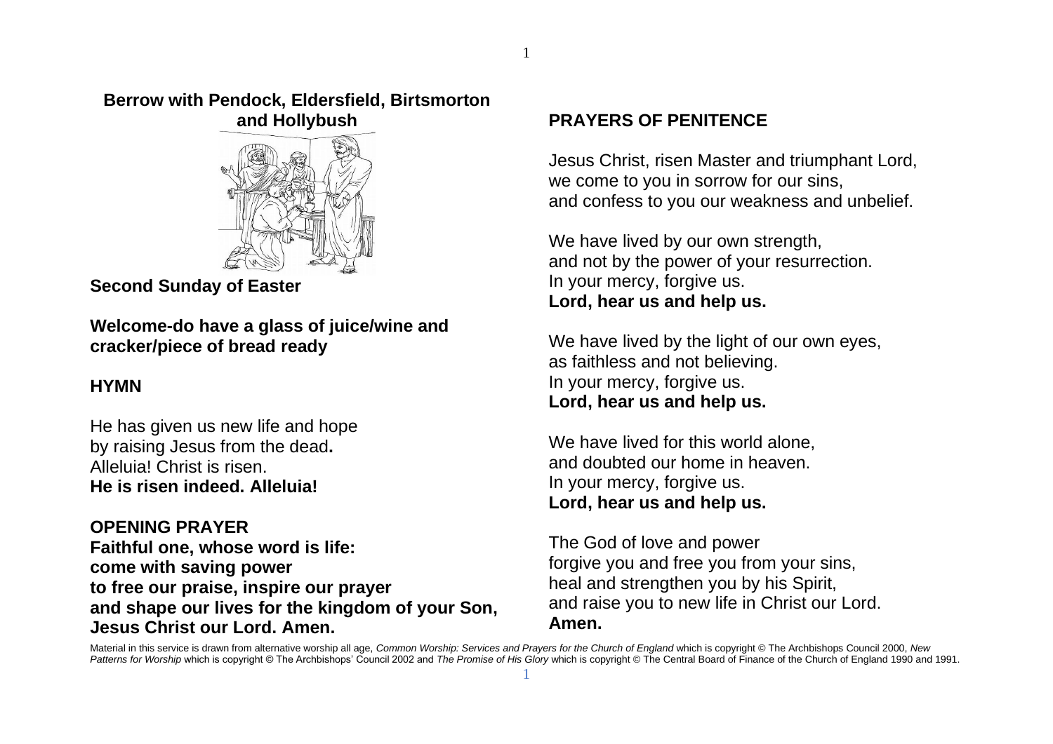**Berrow with Pendock, Eldersfield, Birtsmorton and Hollybush**

**Second Sunday of Easter**

**Welcome-do have a glass of juice/wine and cracker/piece of bread ready**

**HYMN**

He has given us new life and hope
by raising Jesus from the dead**.**
Alleluia! Christ is risen.
**He is risen indeed. Alleluia!**

**OPENING PRAYER**
**Faithful one, whose word is life:**
**come with saving power**
**to free our praise, inspire our prayer**
**and shape our lives for the kingdom of your Son,**
**Jesus Christ our Lord. Amen.**

**PRAYERS OF PENITENCE**

Jesus Christ, risen Master and triumphant Lord,
we come to you in sorrow for our sins,
and confess to you our weakness and unbelief.

We have lived by our own strength,
and not by the power of your resurrection.
In your mercy, forgive us.
**Lord, hear us and help us.**

We have lived by the light of our own eyes,
as faithless and not believing.
In your mercy, forgive us.
**Lord, hear us and help us.**

We have lived for this world alone,
and doubted our home in heaven.
In your mercy, forgive us.
**Lord, hear us and help us.**

The God of love and power
forgive you and free you from your sins,
heal and strengthen you by his Spirit,
and raise you to new life in Christ our Lord.
**Amen.**

Material in this service is drawn from alternative worship all age, *Common Worship: Services and Prayers for the Church of England* which is copyright © The Archbishops Council 2000, *New Patterns for Worship* which is copyright © The Archbishops' Council 2002 and *The Promise of His Glory* which is copyright © The Central Board of Finance of the Church of England 1990 and 1991.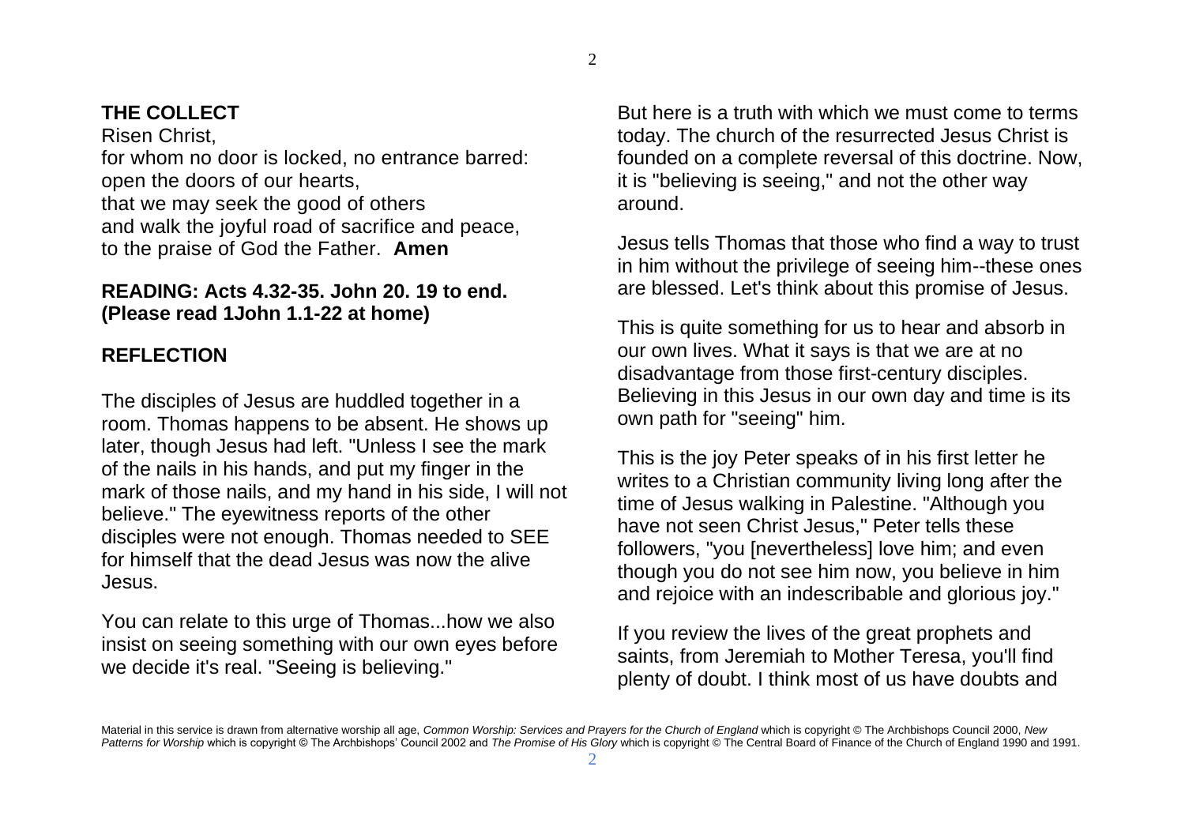**THE COLLECT**

Risen Christ,
for whom no door is locked, no entrance barred:
open the doors of our hearts,
that we may seek the good of others
and walk the joyful road of sacrifice and peace,
to the praise of God the Father. **Amen**

**READING: Acts 4.32-35. John 20. 19 to end. (Please read 1John 1.1-22 at home)**

**REFLECTION**

The disciples of Jesus are huddled together in a room. Thomas happens to be absent. He shows up later, though Jesus had left. "Unless I see the mark of the nails in his hands, and put my finger in the mark of those nails, and my hand in his side, I will not believe." The eyewitness reports of the other disciples were not enough. Thomas needed to SEE for himself that the dead Jesus was now the alive Jesus.

You can relate to this urge of Thomas...how we also insist on seeing something with our own eyes before we decide it's real. "Seeing is believing."

But here is a truth with which we must come to terms today. The church of the resurrected Jesus Christ is founded on a complete reversal of this doctrine. Now, it is "believing is seeing," and not the other way around.

Jesus tells Thomas that those who find a way to trust in him without the privilege of seeing him--these ones are blessed. Let's think about this promise of Jesus.

This is quite something for us to hear and absorb in our own lives. What it says is that we are at no disadvantage from those first-century disciples. Believing in this Jesus in our own day and time is its own path for "seeing" him.

This is the joy Peter speaks of in his first letter he writes to a Christian community living long after the time of Jesus walking in Palestine. "Although you have not seen Christ Jesus," Peter tells these followers, "you [nevertheless] love him; and even though you do not see him now, you believe in him and rejoice with an indescribable and glorious joy."

If you review the lives of the great prophets and saints, from Jeremiah to Mother Teresa, you'll find plenty of doubt. I think most of us have doubts and

Material in this service is drawn from alternative worship all age, *Common Worship: Services and Prayers for the Church of England* which is copyright © The Archbishops Council 2000, *New Patterns for Worship* which is copyright © The Archbishops' Council 2002 and *The Promise of His Glory* which is copyright © The Central Board of Finance of the Church of England 1990 and 1991.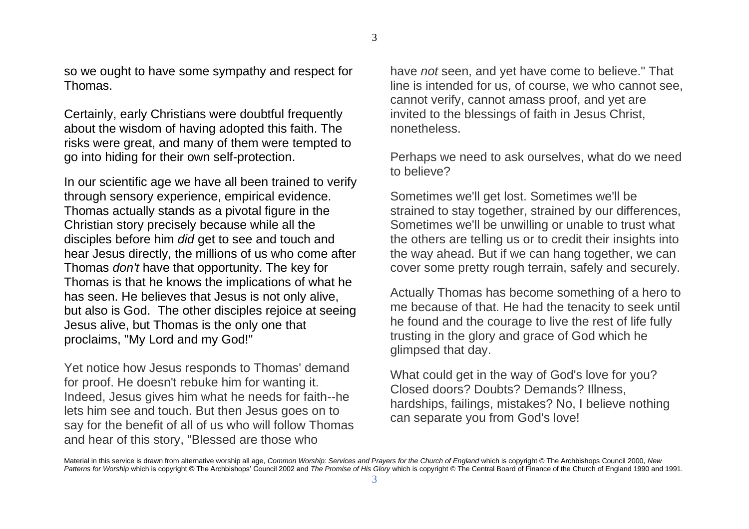so we ought to have some sympathy and respect for Thomas.

Certainly, early Christians were doubtful frequently about the wisdom of having adopted this faith. The risks were great, and many of them were tempted to go into hiding for their own self-protection.

In our scientific age we have all been trained to verify through sensory experience, empirical evidence. Thomas actually stands as a pivotal figure in the Christian story precisely because while all the disciples before him *did* get to see and touch and hear Jesus directly, the millions of us who come after Thomas *don't* have that opportunity. The key for Thomas is that he knows the implications of what he has seen. He believes that Jesus is not only alive, but also is God. The other disciples rejoice at seeing Jesus alive, but Thomas is the only one that proclaims, "My Lord and my God!"

Yet notice how Jesus responds to Thomas' demand for proof. He doesn't rebuke him for wanting it. Indeed, Jesus gives him what he needs for faith--he lets him see and touch. But then Jesus goes on to say for the benefit of all of us who will follow Thomas and hear of this story, "Blessed are those who have *not* seen, and yet have come to believe." That line is intended for us, of course, we who cannot see, cannot verify, cannot amass proof, and yet are invited to the blessings of faith in Jesus Christ, nonetheless.

Perhaps we need to ask ourselves, what do we need to believe?

Sometimes we'll get lost. Sometimes we'll be strained to stay together, strained by our differences, Sometimes we'll be unwilling or unable to trust what the others are telling us or to credit their insights into the way ahead. But if we can hang together, we can cover some pretty rough terrain, safely and securely.

Actually Thomas has become something of a hero to me because of that. He had the tenacity to seek until he found and the courage to live the rest of life fully trusting in the glory and grace of God which he glimpsed that day.

What could get in the way of God's love for you? Closed doors? Doubts? Demands? Illness, hardships, failings, mistakes? No, I believe nothing can separate you from God's love!

Material in this service is drawn from alternative worship all age, *Common Worship: Services and Prayers for the Church of England* which is copyright © The Archbishops Council 2000, *New Patterns for Worship* which is copyright © The Archbishops' Council 2002 and *The Promise of His Glory* which is copyright © The Central Board of Finance of the Church of England 1990 and 1991.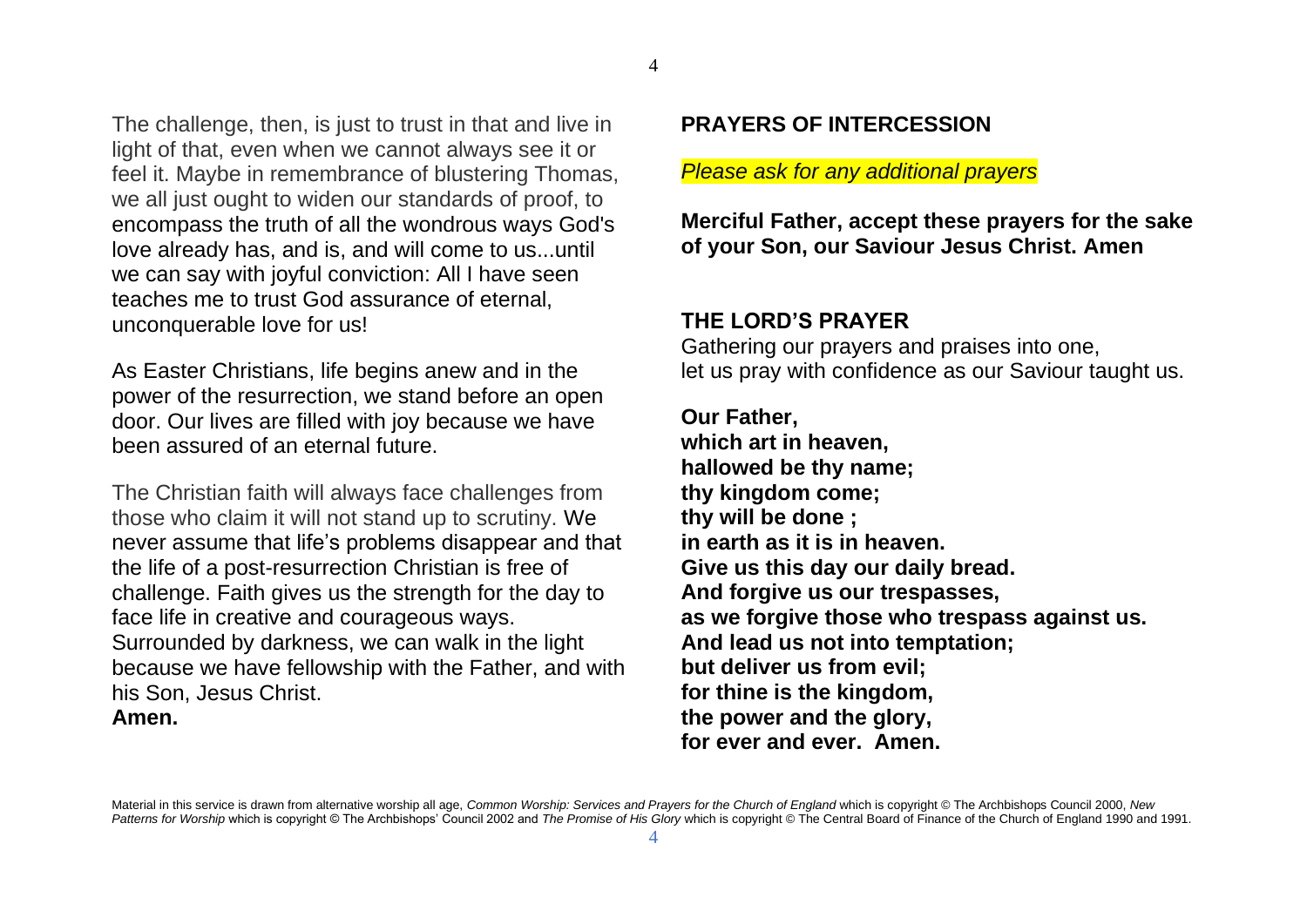The challenge, then, is just to trust in that and live in light of that, even when we cannot always see it or feel it. Maybe in remembrance of blustering Thomas, we all just ought to widen our standards of proof, to encompass the truth of all the wondrous ways God's love already has, and is, and will come to us...until we can say with joyful conviction: All I have seen teaches me to trust God assurance of eternal, unconquerable love for us!

As Easter Christians, life begins anew and in the power of the resurrection, we stand before an open door. Our lives are filled with joy because we have been assured of an eternal future.

The Christian faith will always face challenges from those who claim it will not stand up to scrutiny. We never assume that life's problems disappear and that the life of a post-resurrection Christian is free of challenge. Faith gives us the strength for the day to face life in creative and courageous ways. Surrounded by darkness, we can walk in the light because we have fellowship with the Father, and with his Son, Jesus Christ.
**Amen.**

## PRAYERS OF INTERCESSION

*Please ask for any additional prayers*

**Merciful Father, accept these prayers for the sake of your Son, our Saviour Jesus Christ. Amen**

## THE LORD'S PRAYER

Gathering our prayers and praises into one,
let us pray with confidence as our Saviour taught us.

**Our Father,**
**which art in heaven,**
**hallowed be thy name;**
**thy kingdom come;**
**thy will be done ;**
**in earth as it is in heaven.**
**Give us this day our daily bread.**
**And forgive us our trespasses,**
**as we forgive those who trespass against us.**
**And lead us not into temptation;**
**but deliver us from evil;**
**for thine is the kingdom,**
**the power and the glory,**
**for ever and ever. Amen.**

Material in this service is drawn from alternative worship all age, *Common Worship: Services and Prayers for the Church of England* which is copyright © The Archbishops Council 2000, *New Patterns for Worship* which is copyright © The Archbishops' Council 2002 and *The Promise of His Glory* which is copyright © The Central Board of Finance of the Church of England 1990 and 1991.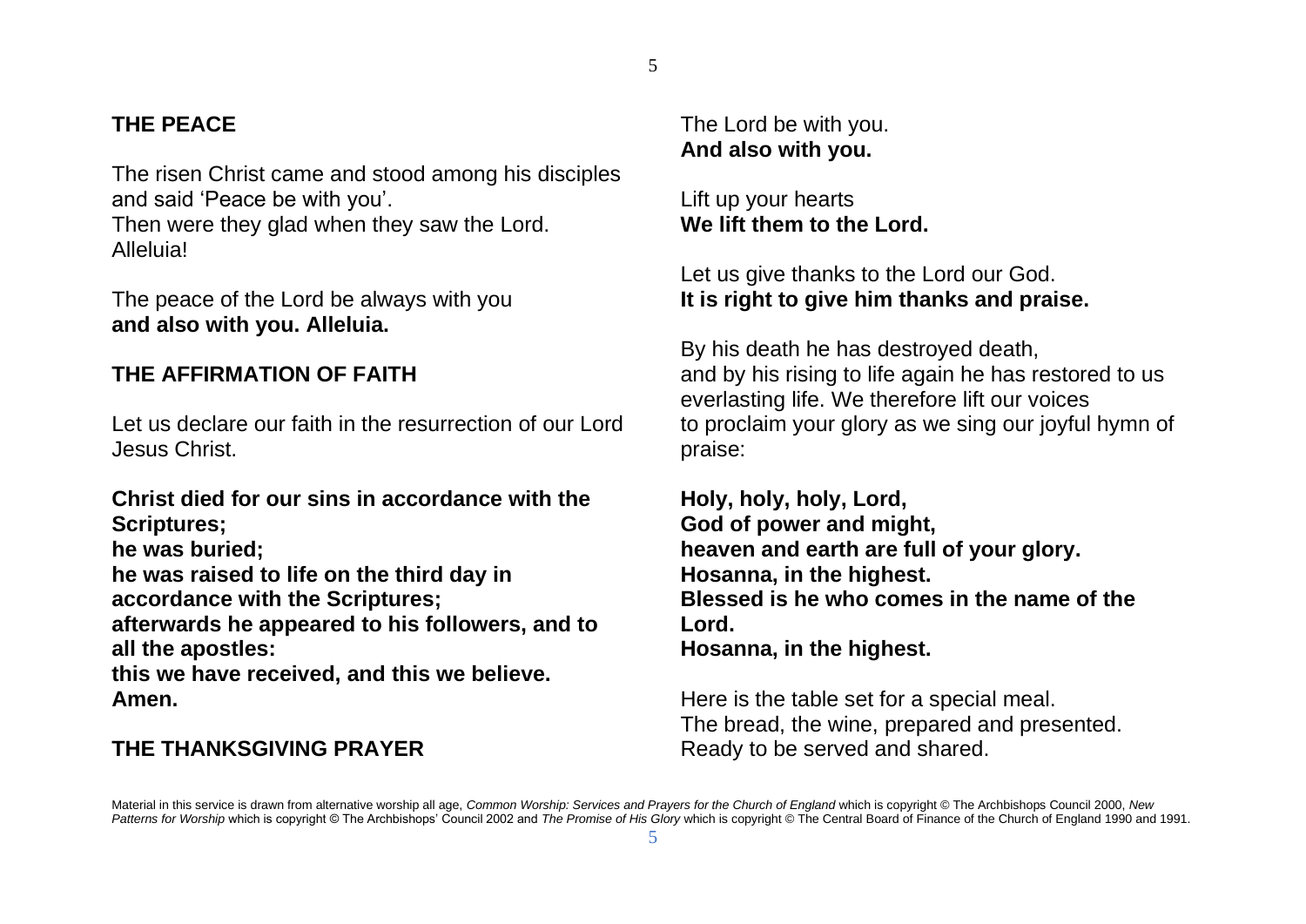## THE PEACE

The risen Christ came and stood among his disciples and said 'Peace be with you'.
Then were they glad when they saw the Lord.
Alleluia!

The peace of the Lord be always with you
**and also with you. Alleluia.**

## THE AFFIRMATION OF FAITH

Let us declare our faith in the resurrection of our Lord Jesus Christ.

**Christ died for our sins in accordance with the Scriptures;**
**he was buried;**
**he was raised to life on the third day in accordance with the Scriptures;**
**afterwards he appeared to his followers, and to all the apostles:**
**this we have received, and this we believe.**
**Amen.**

## THE THANKSGIVING PRAYER

The Lord be with you.
**And also with you.**

Lift up your hearts
**We lift them to the Lord.**

Let us give thanks to the Lord our God.
**It is right to give him thanks and praise.**

By his death he has destroyed death,
and by his rising to life again he has restored to us everlasting life. We therefore lift our voices
to proclaim your glory as we sing our joyful hymn of praise:

**Holy, holy, holy, Lord,**
**God of power and might,**
**heaven and earth are full of your glory.**
**Hosanna, in the highest.**
**Blessed is he who comes in the name of the Lord.**
**Hosanna, in the highest.**

Here is the table set for a special meal.
The bread, the wine, prepared and presented.
Ready to be served and shared.

Material in this service is drawn from alternative worship all age, *Common Worship: Services and Prayers for the Church of England* which is copyright © The Archbishops Council 2000, *New Patterns for Worship* which is copyright © The Archbishops' Council 2002 and *The Promise of His Glory* which is copyright © The Central Board of Finance of the Church of England 1990 and 1991.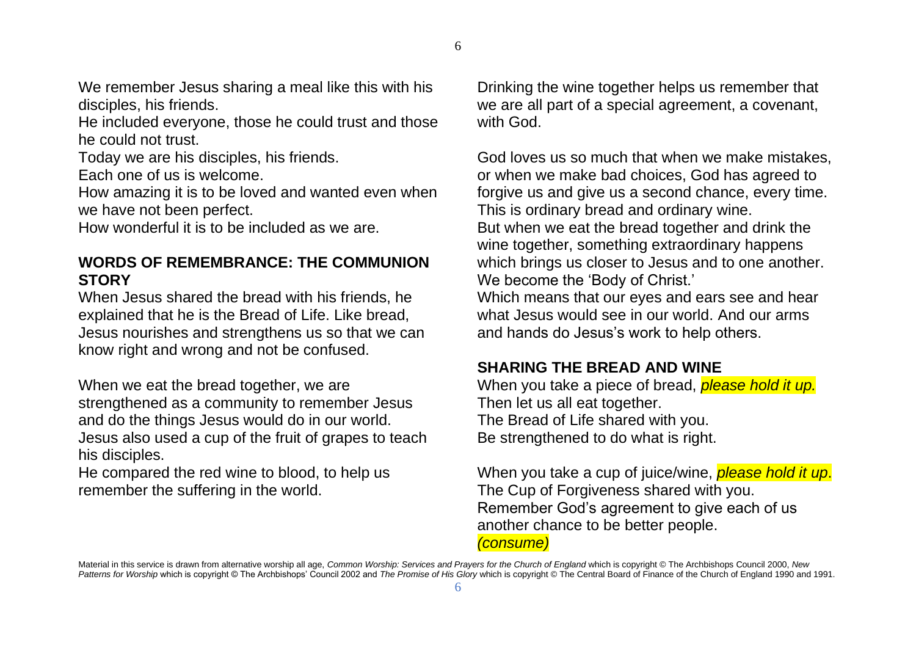We remember Jesus sharing a meal like this with his disciples, his friends.
He included everyone, those he could trust and those he could not trust.
Today we are his disciples, his friends.
Each one of us is welcome.
How amazing it is to be loved and wanted even when we have not been perfect.
How wonderful it is to be included as we are.

## WORDS OF REMEMBRANCE: THE COMMUNION STORY

When Jesus shared the bread with his friends, he explained that he is the Bread of Life. Like bread, Jesus nourishes and strengthens us so that we can know right and wrong and not be confused.

When we eat the bread together, we are strengthened as a community to remember Jesus and do the things Jesus would do in our world.
Jesus also used a cup of the fruit of grapes to teach his disciples.
He compared the red wine to blood, to help us remember the suffering in the world.

Drinking the wine together helps us remember that we are all part of a special agreement, a covenant, with God.

God loves us so much that when we make mistakes, or when we make bad choices, God has agreed to forgive us and give us a second chance, every time.
This is ordinary bread and ordinary wine.
But when we eat the bread together and drink the wine together, something extraordinary happens which brings us closer to Jesus and to one another.
We become the 'Body of Christ.'
Which means that our eyes and ears see and hear what Jesus would see in our world. And our arms and hands do Jesus's work to help others.

## SHARING THE BREAD AND WINE

When you take a piece of bread, *please hold it up.*
Then let us all eat together.
The Bread of Life shared with you.
Be strengthened to do what is right.

When you take a cup of juice/wine, *please hold it up*.
The Cup of Forgiveness shared with you.
Remember God's agreement to give each of us another chance to be better people.
*(consume)*

Material in this service is drawn from alternative worship all age, *Common Worship: Services and Prayers for the Church of England* which is copyright © The Archbishops Council 2000, *New Patterns for Worship* which is copyright © The Archbishops' Council 2002 and *The Promise of His Glory* which is copyright © The Central Board of Finance of the Church of England 1990 and 1991.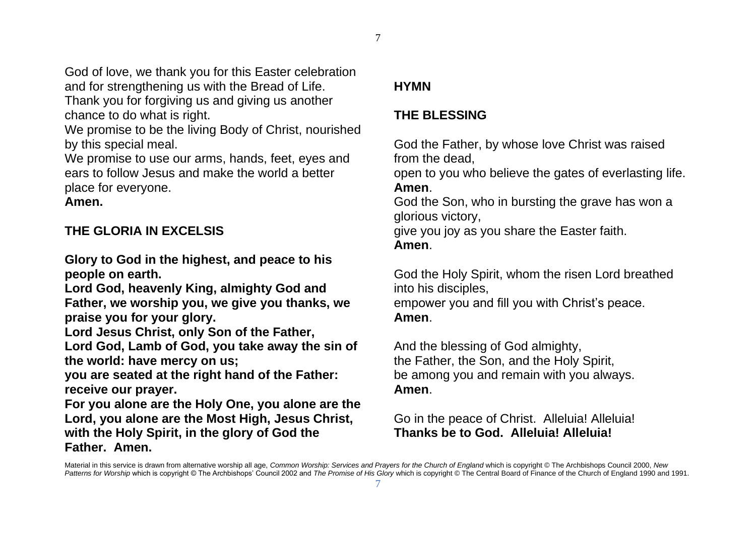God of love, we thank you for this Easter celebration and for strengthening us with the Bread of Life.
Thank you for forgiving us and giving us another chance to do what is right.
We promise to be the living Body of Christ, nourished by this special meal.
We promise to use our arms, hands, feet, eyes and ears to follow Jesus and make the world a better place for everyone.
**Amen.**

## THE GLORIA IN EXCELSIS

**Glory to God in the highest, and peace to his people on earth.**
**Lord God, heavenly King, almighty God and Father, we worship you, we give you thanks, we praise you for your glory.**
**Lord Jesus Christ, only Son of the Father,**
**Lord God, Lamb of God, you take away the sin of the world: have mercy on us;**
**you are seated at the right hand of the Father: receive our prayer.**
**For you alone are the Holy One, you alone are the Lord, you alone are the Most High, Jesus Christ, with the Holy Spirit, in the glory of God the Father. Amen.**

## HYMN

## THE BLESSING

God the Father, by whose love Christ was raised from the dead,
open to you who believe the gates of everlasting life.
**Amen**.
God the Son, who in bursting the grave has won a glorious victory,
give you joy as you share the Easter faith.
**Amen**.

God the Holy Spirit, whom the risen Lord breathed into his disciples,
empower you and fill you with Christ's peace.
**Amen**.

And the blessing of God almighty,
the Father, the Son, and the Holy Spirit,
be among you and remain with you always.
**Amen**.

Go in the peace of Christ. Alleluia! Alleluia!
**Thanks be to God. Alleluia! Alleluia!**

Material in this service is drawn from alternative worship all age, *Common Worship: Services and Prayers for the Church of England* which is copyright © The Archbishops Council 2000, *New Patterns for Worship* which is copyright © The Archbishops' Council 2002 and *The Promise of His Glory* which is copyright © The Central Board of Finance of the Church of England 1990 and 1991.